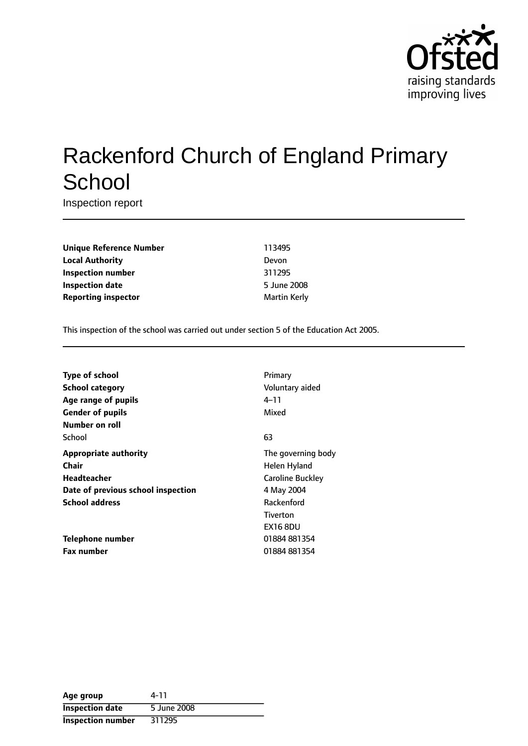# Rackenford Church of England Primary School

Inspection report

| | |
|---|---|
| **Unique Reference Number** | 113495 |
| **Local Authority** | Devon |
| **Inspection number** | 311295 |
| **Inspection date** | 5 June 2008 |
| **Reporting inspector** | Martin Kerly |

This inspection of the school was carried out under section 5 of the Education Act 2005.

| | |
|---|---|
| **Type of school** | Primary |
| **School category** | Voluntary aided |
| **Age range of pupils** | 4–11 |
| **Gender of pupils** | Mixed |
| **Number on roll** | |
| School | 63 |
| **Appropriate authority** | The governing body |
| **Chair** | Helen Hyland |
| **Headteacher** | Caroline Buckley |
| **Date of previous school inspection** | 4 May 2004 |
| **School address** | Rackenford<br>Tiverton<br>EX16 8DU |
| **Telephone number** | 01884 881354 |
| **Fax number** | 01884 881354 |

| | |
|---|---|
| **Age group** | 4-11 |
| **Inspection date** | 5 June 2008 |
| **Inspection number** | 311295 |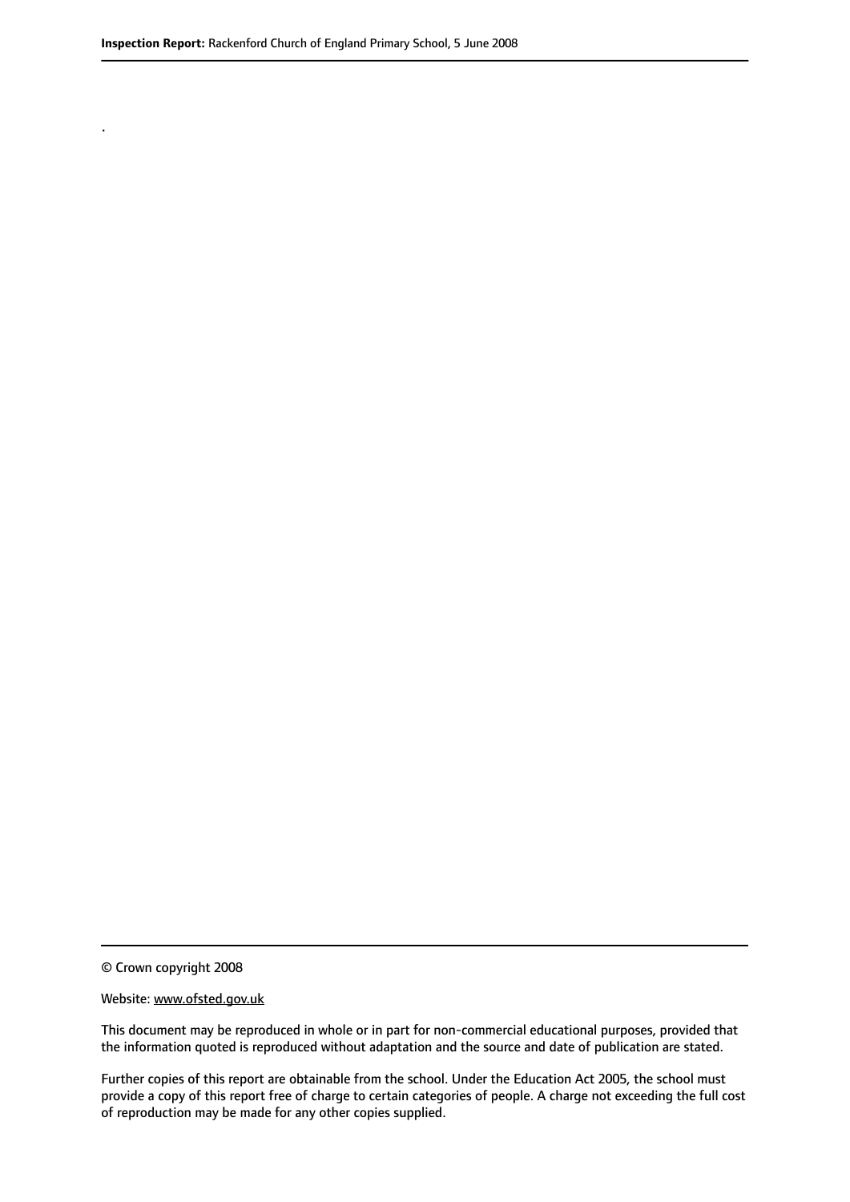.

© Crown copyright 2008

Website: www.ofsted.gov.uk

This document may be reproduced in whole or in part for non-commercial educational purposes, provided that the information quoted is reproduced without adaptation and the source and date of publication are stated.

Further copies of this report are obtainable from the school. Under the Education Act 2005, the school must provide a copy of this report free of charge to certain categories of people. A charge not exceeding the full cost of reproduction may be made for any other copies supplied.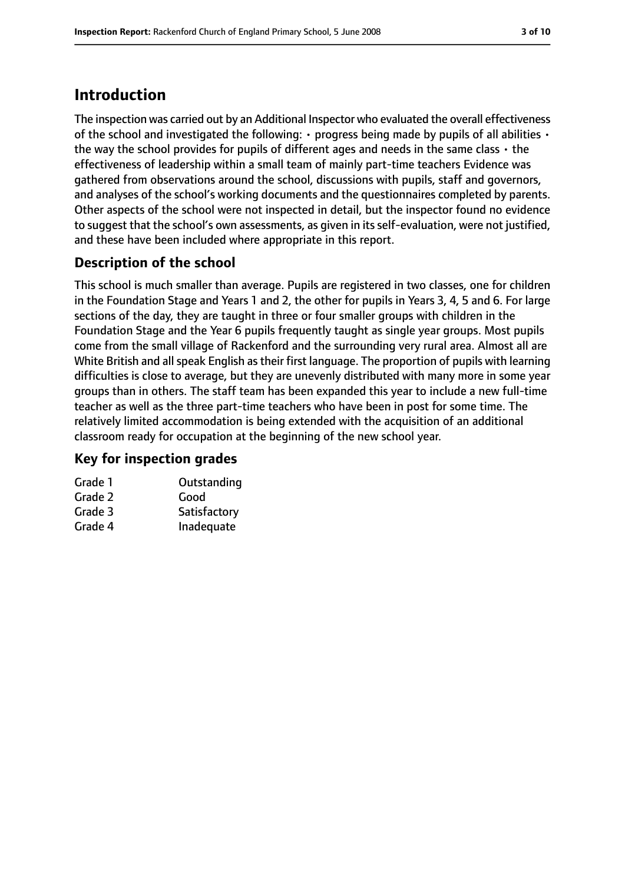## Introduction

The inspection was carried out by an Additional Inspector who evaluated the overall effectiveness of the school and investigated the following: • progress being made by pupils of all abilities • the way the school provides for pupils of different ages and needs in the same class • the effectiveness of leadership within a small team of mainly part-time teachers Evidence was gathered from observations around the school, discussions with pupils, staff and governors, and analyses of the school's working documents and the questionnaires completed by parents. Other aspects of the school were not inspected in detail, but the inspector found no evidence to suggest that the school's own assessments, as given in its self-evaluation, were not justified, and these have been included where appropriate in this report.

### Description of the school

This school is much smaller than average. Pupils are registered in two classes, one for children in the Foundation Stage and Years 1 and 2, the other for pupils in Years 3, 4, 5 and 6. For large sections of the day, they are taught in three or four smaller groups with children in the Foundation Stage and the Year 6 pupils frequently taught as single year groups. Most pupils come from the small village of Rackenford and the surrounding very rural area. Almost all are White British and all speak English as their first language. The proportion of pupils with learning difficulties is close to average, but they are unevenly distributed with many more in some year groups than in others. The staff team has been expanded this year to include a new full-time teacher as well as the three part-time teachers who have been in post for some time. The relatively limited accommodation is being extended with the acquisition of an additional classroom ready for occupation at the beginning of the new school year.

### Key for inspection grades

| | |
|---|---|
| Grade 1 | Outstanding |
| Grade 2 | Good |
| Grade 3 | Satisfactory |
| Grade 4 | Inadequate |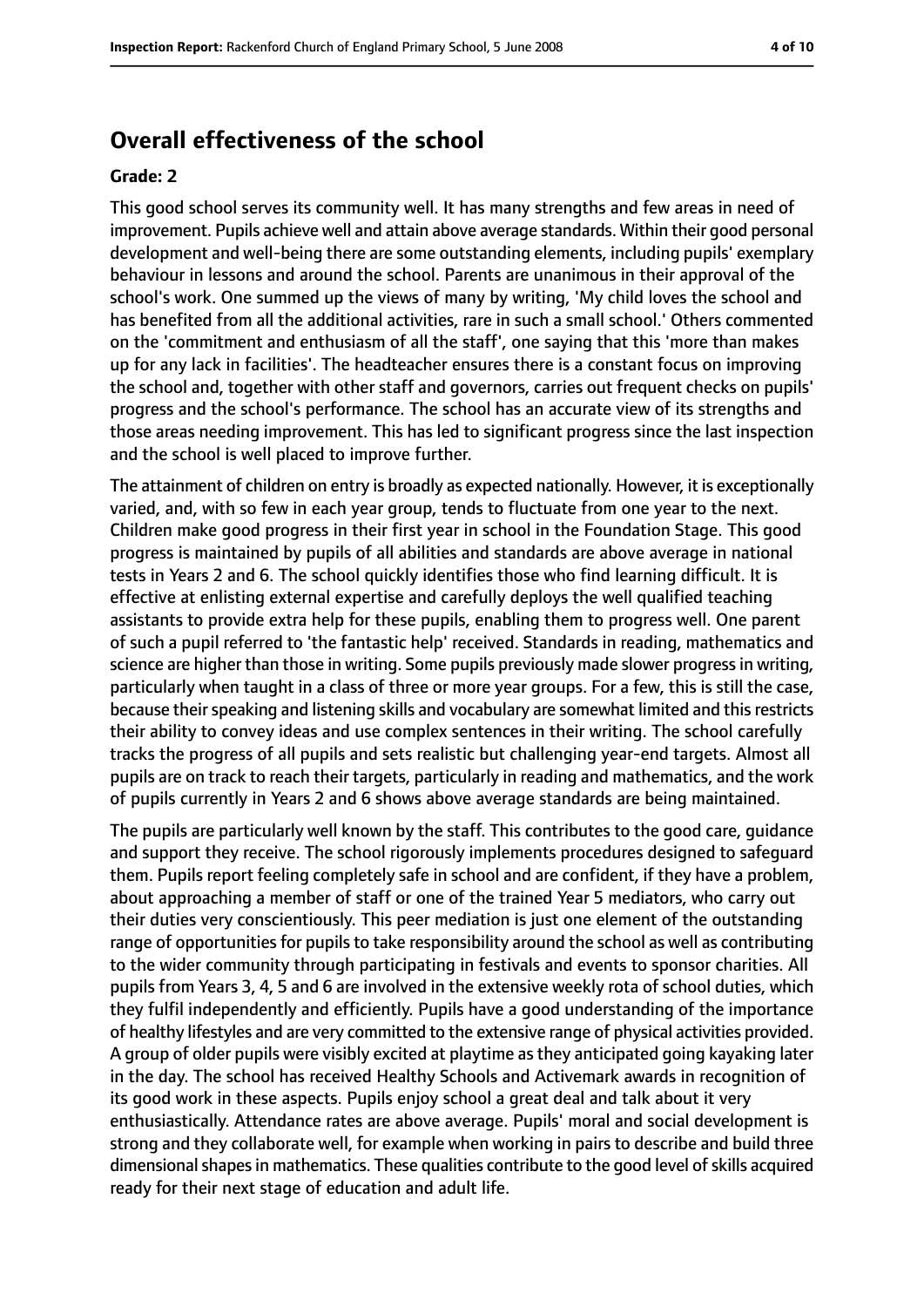## Overall effectiveness of the school

**Grade: 2**

This good school serves its community well. It has many strengths and few areas in need of improvement. Pupils achieve well and attain above average standards. Within their good personal development and well-being there are some outstanding elements, including pupils' exemplary behaviour in lessons and around the school. Parents are unanimous in their approval of the school's work. One summed up the views of many by writing, 'My child loves the school and has benefited from all the additional activities, rare in such a small school.' Others commented on the 'commitment and enthusiasm of all the staff', one saying that this 'more than makes up for any lack in facilities'. The headteacher ensures there is a constant focus on improving the school and, together with other staff and governors, carries out frequent checks on pupils' progress and the school's performance. The school has an accurate view of its strengths and those areas needing improvement. This has led to significant progress since the last inspection and the school is well placed to improve further.

The attainment of children on entry is broadly as expected nationally. However, it is exceptionally varied, and, with so few in each year group, tends to fluctuate from one year to the next. Children make good progress in their first year in school in the Foundation Stage. This good progress is maintained by pupils of all abilities and standards are above average in national tests in Years 2 and 6. The school quickly identifies those who find learning difficult. It is effective at enlisting external expertise and carefully deploys the well qualified teaching assistants to provide extra help for these pupils, enabling them to progress well. One parent of such a pupil referred to 'the fantastic help' received. Standards in reading, mathematics and science are higher than those in writing. Some pupils previously made slower progress in writing, particularly when taught in a class of three or more year groups. For a few, this is still the case, because their speaking and listening skills and vocabulary are somewhat limited and this restricts their ability to convey ideas and use complex sentences in their writing. The school carefully tracks the progress of all pupils and sets realistic but challenging year-end targets. Almost all pupils are on track to reach their targets, particularly in reading and mathematics, and the work of pupils currently in Years 2 and 6 shows above average standards are being maintained.

The pupils are particularly well known by the staff. This contributes to the good care, guidance and support they receive. The school rigorously implements procedures designed to safeguard them. Pupils report feeling completely safe in school and are confident, if they have a problem, about approaching a member of staff or one of the trained Year 5 mediators, who carry out their duties very conscientiously. This peer mediation is just one element of the outstanding range of opportunities for pupils to take responsibility around the school as well as contributing to the wider community through participating in festivals and events to sponsor charities. All pupils from Years 3, 4, 5 and 6 are involved in the extensive weekly rota of school duties, which they fulfil independently and efficiently. Pupils have a good understanding of the importance of healthy lifestyles and are very committed to the extensive range of physical activities provided. A group of older pupils were visibly excited at playtime as they anticipated going kayaking later in the day. The school has received Healthy Schools and Activemark awards in recognition of its good work in these aspects. Pupils enjoy school a great deal and talk about it very enthusiastically. Attendance rates are above average. Pupils' moral and social development is strong and they collaborate well, for example when working in pairs to describe and build three dimensional shapes in mathematics. These qualities contribute to the good level of skills acquired ready for their next stage of education and adult life.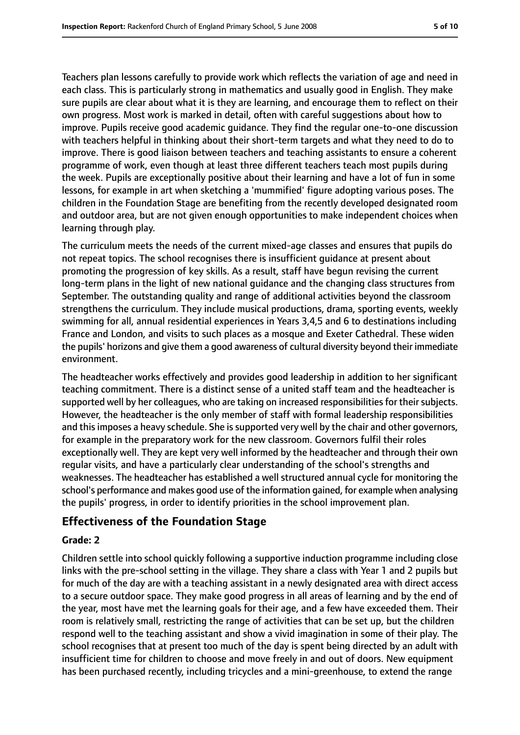Teachers plan lessons carefully to provide work which reflects the variation of age and need in each class. This is particularly strong in mathematics and usually good in English. They make sure pupils are clear about what it is they are learning, and encourage them to reflect on their own progress. Most work is marked in detail, often with careful suggestions about how to improve. Pupils receive good academic guidance. They find the regular one-to-one discussion with teachers helpful in thinking about their short-term targets and what they need to do to improve. There is good liaison between teachers and teaching assistants to ensure a coherent programme of work, even though at least three different teachers teach most pupils during the week. Pupils are exceptionally positive about their learning and have a lot of fun in some lessons, for example in art when sketching a 'mummified' figure adopting various poses. The children in the Foundation Stage are benefiting from the recently developed designated room and outdoor area, but are not given enough opportunities to make independent choices when learning through play.

The curriculum meets the needs of the current mixed-age classes and ensures that pupils do not repeat topics. The school recognises there is insufficient guidance at present about promoting the progression of key skills. As a result, staff have begun revising the current long-term plans in the light of new national guidance and the changing class structures from September. The outstanding quality and range of additional activities beyond the classroom strengthens the curriculum. They include musical productions, drama, sporting events, weekly swimming for all, annual residential experiences in Years 3,4,5 and 6 to destinations including France and London, and visits to such places as a mosque and Exeter Cathedral. These widen the pupils' horizons and give them a good awareness of cultural diversity beyond their immediate environment.

The headteacher works effectively and provides good leadership in addition to her significant teaching commitment. There is a distinct sense of a united staff team and the headteacher is supported well by her colleagues, who are taking on increased responsibilities for their subjects. However, the headteacher is the only member of staff with formal leadership responsibilities and this imposes a heavy schedule. She is supported very well by the chair and other governors, for example in the preparatory work for the new classroom. Governors fulfil their roles exceptionally well. They are kept very well informed by the headteacher and through their own regular visits, and have a particularly clear understanding of the school's strengths and weaknesses. The headteacher has established a well structured annual cycle for monitoring the school's performance and makes good use of the information gained, for example when analysing the pupils' progress, in order to identify priorities in the school improvement plan.

## Effectiveness of the Foundation Stage

**Grade: 2**

Children settle into school quickly following a supportive induction programme including close links with the pre-school setting in the village. They share a class with Year 1 and 2 pupils but for much of the day are with a teaching assistant in a newly designated area with direct access to a secure outdoor space. They make good progress in all areas of learning and by the end of the year, most have met the learning goals for their age, and a few have exceeded them. Their room is relatively small, restricting the range of activities that can be set up, but the children respond well to the teaching assistant and show a vivid imagination in some of their play. The school recognises that at present too much of the day is spent being directed by an adult with insufficient time for children to choose and move freely in and out of doors. New equipment has been purchased recently, including tricycles and a mini-greenhouse, to extend the range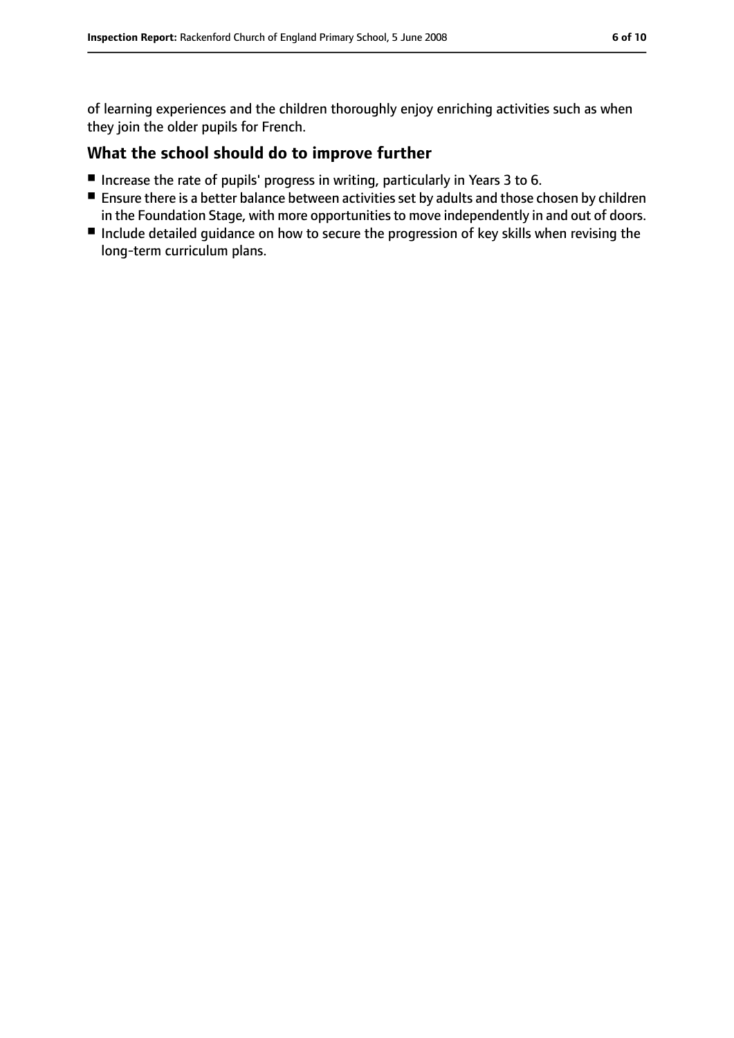of learning experiences and the children thoroughly enjoy enriching activities such as when they join the older pupils for French.

## What the school should do to improve further

- Increase the rate of pupils' progress in writing, particularly in Years 3 to 6.
- Ensure there is a better balance between activities set by adults and those chosen by children in the Foundation Stage, with more opportunities to move independently in and out of doors.
- Include detailed guidance on how to secure the progression of key skills when revising the long-term curriculum plans.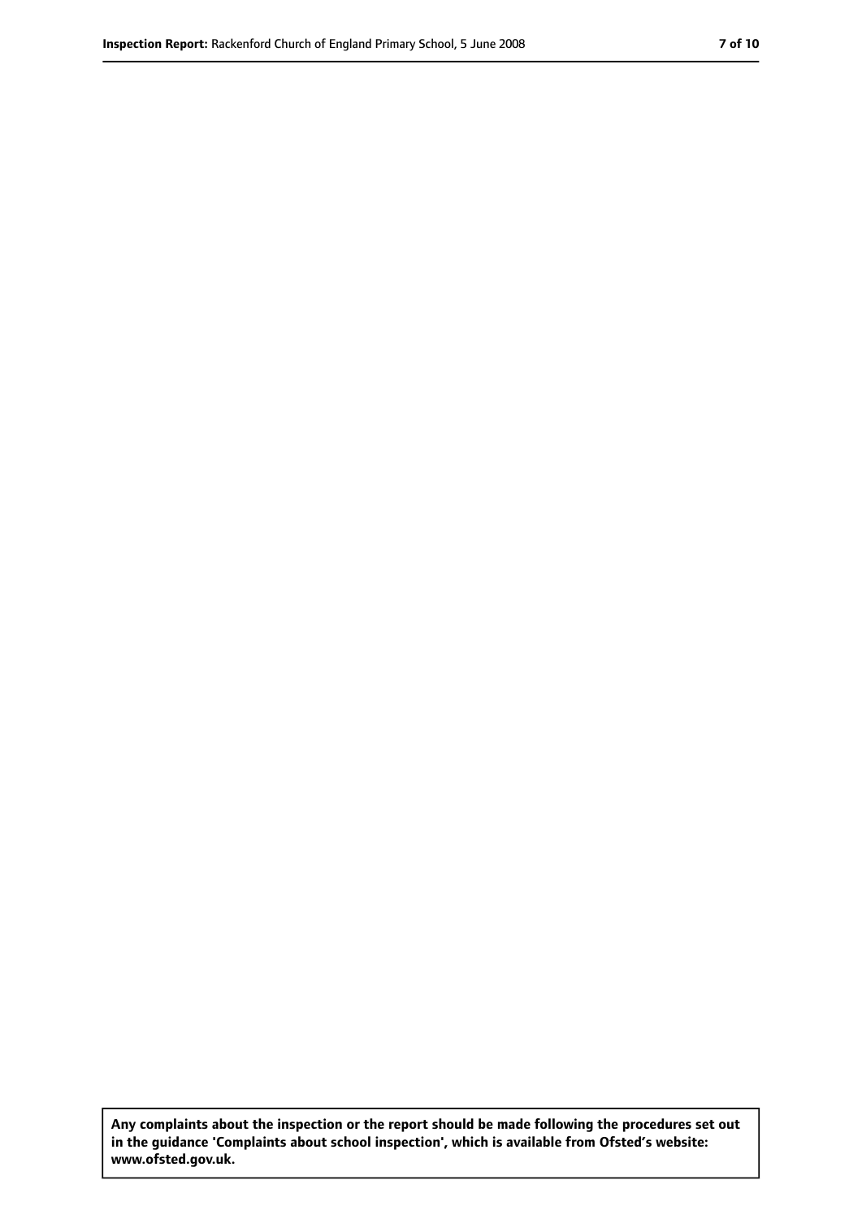**Any complaints about the inspection or the report should be made following the procedures set out in the guidance 'Complaints about school inspection', which is available from Ofsted's website: www.ofsted.gov.uk.**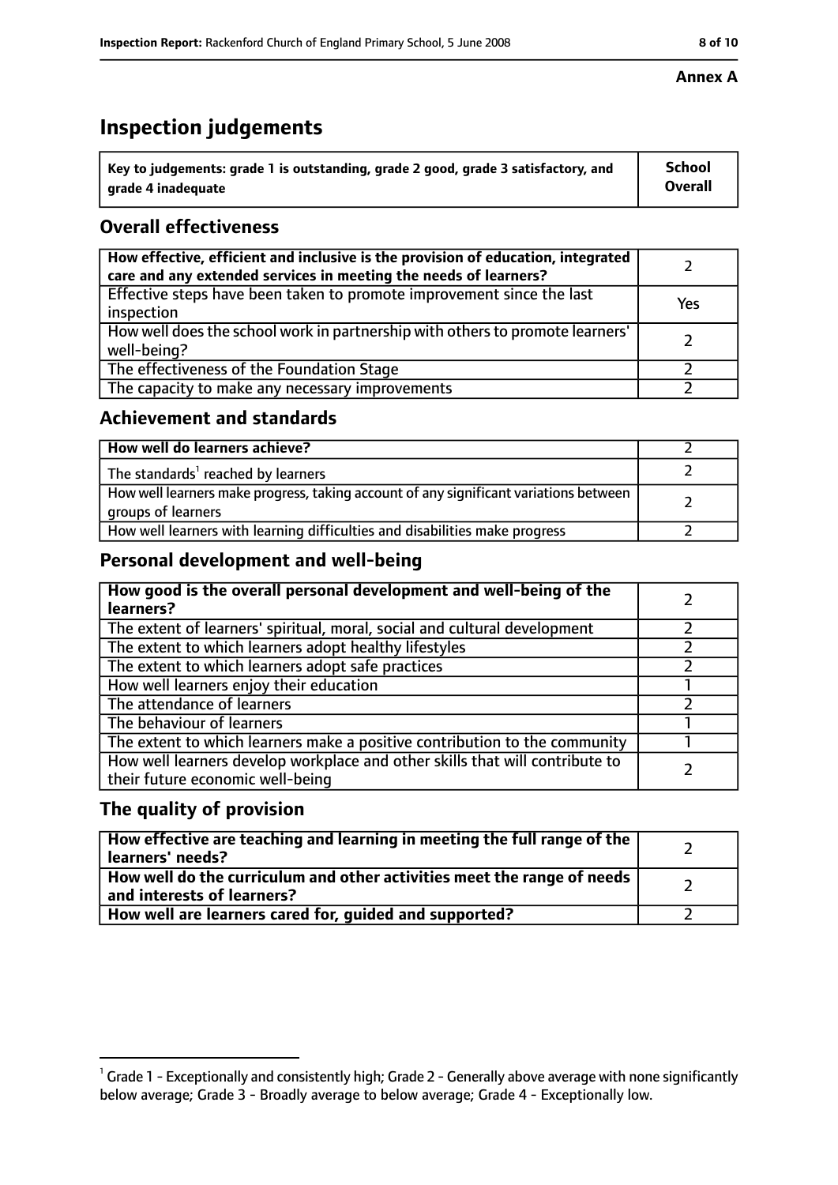**Annex A**

# Inspection judgements

| Key to judgements: grade 1 is outstanding, grade 2 good, grade 3 satisfactory, and grade 4 inadequate | School Overall |
| --- | --- |

## Overall effectiveness

| | |
| --- | --- |
| **How effective, efficient and inclusive is the provision of education, integrated care and any extended services in meeting the needs of learners?** | 2 |
| Effective steps have been taken to promote improvement since the last inspection | Yes |
| How well does the school work in partnership with others to promote learners' well-being? | 2 |
| The effectiveness of the Foundation Stage | 2 |
| The capacity to make any necessary improvements | 2 |

## Achievement and standards

| | |
| --- | --- |
| **How well do learners achieve?** | 2 |
| The standards[1] reached by learners | 2 |
| How well learners make progress, taking account of any significant variations between groups of learners | 2 |
| How well learners with learning difficulties and disabilities make progress | 2 |

## Personal development and well-being

| | |
| --- | --- |
| **How good is the overall personal development and well-being of the learners?** | 2 |
| The extent of learners' spiritual, moral, social and cultural development | 2 |
| The extent to which learners adopt healthy lifestyles | 2 |
| The extent to which learners adopt safe practices | 2 |
| How well learners enjoy their education | 1 |
| The attendance of learners | 2 |
| The behaviour of learners | 1 |
| The extent to which learners make a positive contribution to the community | 1 |
| How well learners develop workplace and other skills that will contribute to their future economic well-being | 2 |

## The quality of provision

| | |
| --- | --- |
| **How effective are teaching and learning in meeting the full range of the learners' needs?** | 2 |
| **How well do the curriculum and other activities meet the range of needs and interests of learners?** | 2 |
| **How well are learners cared for, guided and supported?** | 2 |

[1] Grade 1 - Exceptionally and consistently high; Grade 2 - Generally above average with none significantly below average; Grade 3 - Broadly average to below average; Grade 4 - Exceptionally low.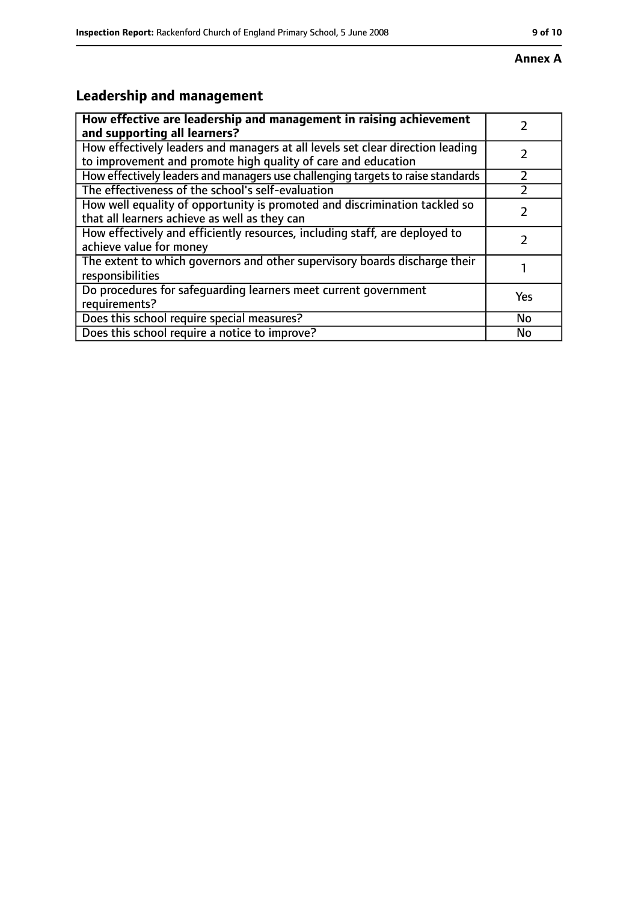**Annex A**

## Leadership and management

| How effective are leadership and management in raising achievement and supporting all learners? | 2 |
|---|---|
| How effectively leaders and managers at all levels set clear direction leading to improvement and promote high quality of care and education | 2 |
| How effectively leaders and managers use challenging targets to raise standards | 2 |
| The effectiveness of the school's self-evaluation | 2 |
| How well equality of opportunity is promoted and discrimination tackled so that all learners achieve as well as they can | 2 |
| How effectively and efficiently resources, including staff, are deployed to achieve value for money | 2 |
| The extent to which governors and other supervisory boards discharge their responsibilities | 1 |
| Do procedures for safeguarding learners meet current government requirements? | Yes |
| Does this school require special measures? | No |
| Does this school require a notice to improve? | No |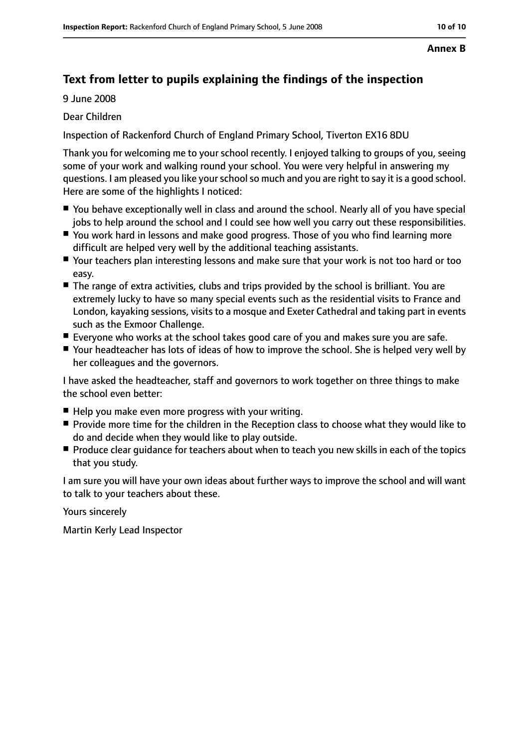**Annex B**

## Text from letter to pupils explaining the findings of the inspection

9 June 2008

Dear Children

Inspection of Rackenford Church of England Primary School, Tiverton EX16 8DU

Thank you for welcoming me to your school recently. I enjoyed talking to groups of you, seeing some of your work and walking round your school. You were very helpful in answering my questions. I am pleased you like your school so much and you are right to say it is a good school. Here are some of the highlights I noticed:

- You behave exceptionally well in class and around the school. Nearly all of you have special jobs to help around the school and I could see how well you carry out these responsibilities.
- You work hard in lessons and make good progress. Those of you who find learning more difficult are helped very well by the additional teaching assistants.
- Your teachers plan interesting lessons and make sure that your work is not too hard or too easy.
- The range of extra activities, clubs and trips provided by the school is brilliant. You are extremely lucky to have so many special events such as the residential visits to France and London, kayaking sessions, visits to a mosque and Exeter Cathedral and taking part in events such as the Exmoor Challenge.
- Everyone who works at the school takes good care of you and makes sure you are safe.
- Your headteacher has lots of ideas of how to improve the school. She is helped very well by her colleagues and the governors.

I have asked the headteacher, staff and governors to work together on three things to make the school even better:

- Help you make even more progress with your writing.
- Provide more time for the children in the Reception class to choose what they would like to do and decide when they would like to play outside.
- Produce clear guidance for teachers about when to teach you new skills in each of the topics that you study.

I am sure you will have your own ideas about further ways to improve the school and will want to talk to your teachers about these.

Yours sincerely

Martin Kerly Lead Inspector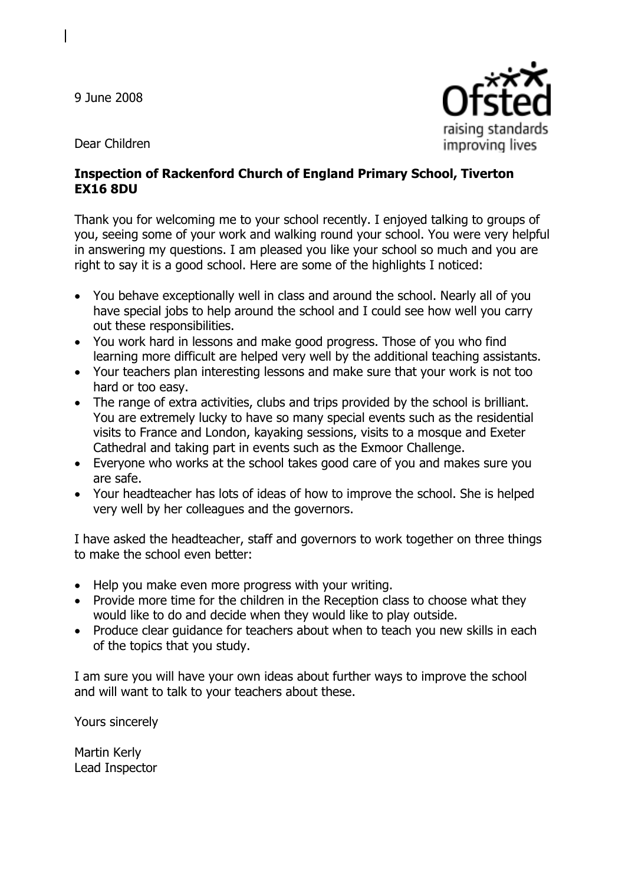9 June 2008

Dear Children

**Inspection of Rackenford Church of England Primary School, Tiverton EX16 8DU**

Thank you for welcoming me to your school recently. I enjoyed talking to groups of you, seeing some of your work and walking round your school. You were very helpful in answering my questions. I am pleased you like your school so much and you are right to say it is a good school. Here are some of the highlights I noticed:

- You behave exceptionally well in class and around the school. Nearly all of you have special jobs to help around the school and I could see how well you carry out these responsibilities.
- You work hard in lessons and make good progress. Those of you who find learning more difficult are helped very well by the additional teaching assistants.
- Your teachers plan interesting lessons and make sure that your work is not too hard or too easy.
- The range of extra activities, clubs and trips provided by the school is brilliant. You are extremely lucky to have so many special events such as the residential visits to France and London, kayaking sessions, visits to a mosque and Exeter Cathedral and taking part in events such as the Exmoor Challenge.
- Everyone who works at the school takes good care of you and makes sure you are safe.
- Your headteacher has lots of ideas of how to improve the school. She is helped very well by her colleagues and the governors.

I have asked the headteacher, staff and governors to work together on three things to make the school even better:

- Help you make even more progress with your writing.
- Provide more time for the children in the Reception class to choose what they would like to do and decide when they would like to play outside.
- Produce clear guidance for teachers about when to teach you new skills in each of the topics that you study.

I am sure you will have your own ideas about further ways to improve the school and will want to talk to your teachers about these.

Yours sincerely

Martin Kerly
Lead Inspector